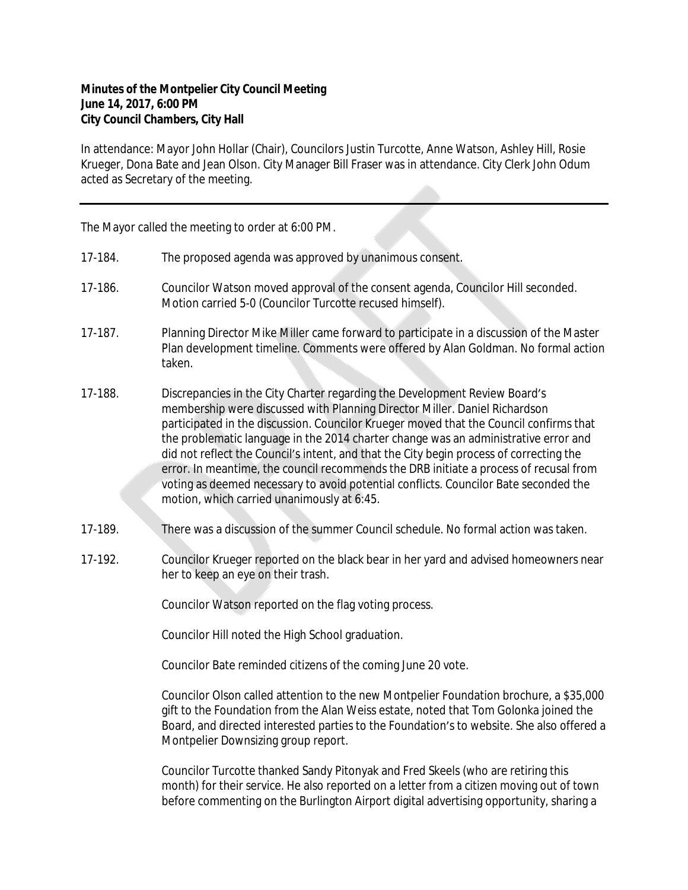**Minutes of the Montpelier City Council Meeting**
**June 14, 2017, 6:00 PM**
**City Council Chambers, City Hall**

In attendance: Mayor John Hollar (Chair), Councilors Justin Turcotte, Anne Watson, Ashley Hill, Rosie Krueger, Dona Bate and Jean Olson. City Manager Bill Fraser was in attendance. City Clerk John Odum acted as Secretary of the meeting.

---

The Mayor called the meeting to order at 6:00 PM.

17-184. The proposed agenda was approved by unanimous consent.

17-186. Councilor Watson moved approval of the consent agenda, Councilor Hill seconded. Motion carried 5-0 (Councilor Turcotte recused himself).

17-187. Planning Director Mike Miller came forward to participate in a discussion of the Master Plan development timeline. Comments were offered by Alan Goldman. No formal action taken.

17-188. Discrepancies in the City Charter regarding the Development Review Board's membership were discussed with Planning Director Miller. Daniel Richardson participated in the discussion. Councilor Krueger moved that the Council confirms that the problematic language in the 2014 charter change was an administrative error and did not reflect the Council's intent, and that the City begin process of correcting the error. In meantime, the council recommends the DRB initiate a process of recusal from voting as deemed necessary to avoid potential conflicts. Councilor Bate seconded the motion, which carried unanimously at 6:45.

17-189. There was a discussion of the summer Council schedule. No formal action was taken.

17-192. Councilor Krueger reported on the black bear in her yard and advised homeowners near her to keep an eye on their trash.

Councilor Watson reported on the flag voting process.

Councilor Hill noted the High School graduation.

Councilor Bate reminded citizens of the coming June 20 vote.

Councilor Olson called attention to the new Montpelier Foundation brochure, a $35,000 gift to the Foundation from the Alan Weiss estate, noted that Tom Golonka joined the Board, and directed interested parties to the Foundation's to website. She also offered a Montpelier Downsizing group report.

Councilor Turcotte thanked Sandy Pitonyak and Fred Skeels (who are retiring this month) for their service. He also reported on a letter from a citizen moving out of town before commenting on the Burlington Airport digital advertising opportunity, sharing a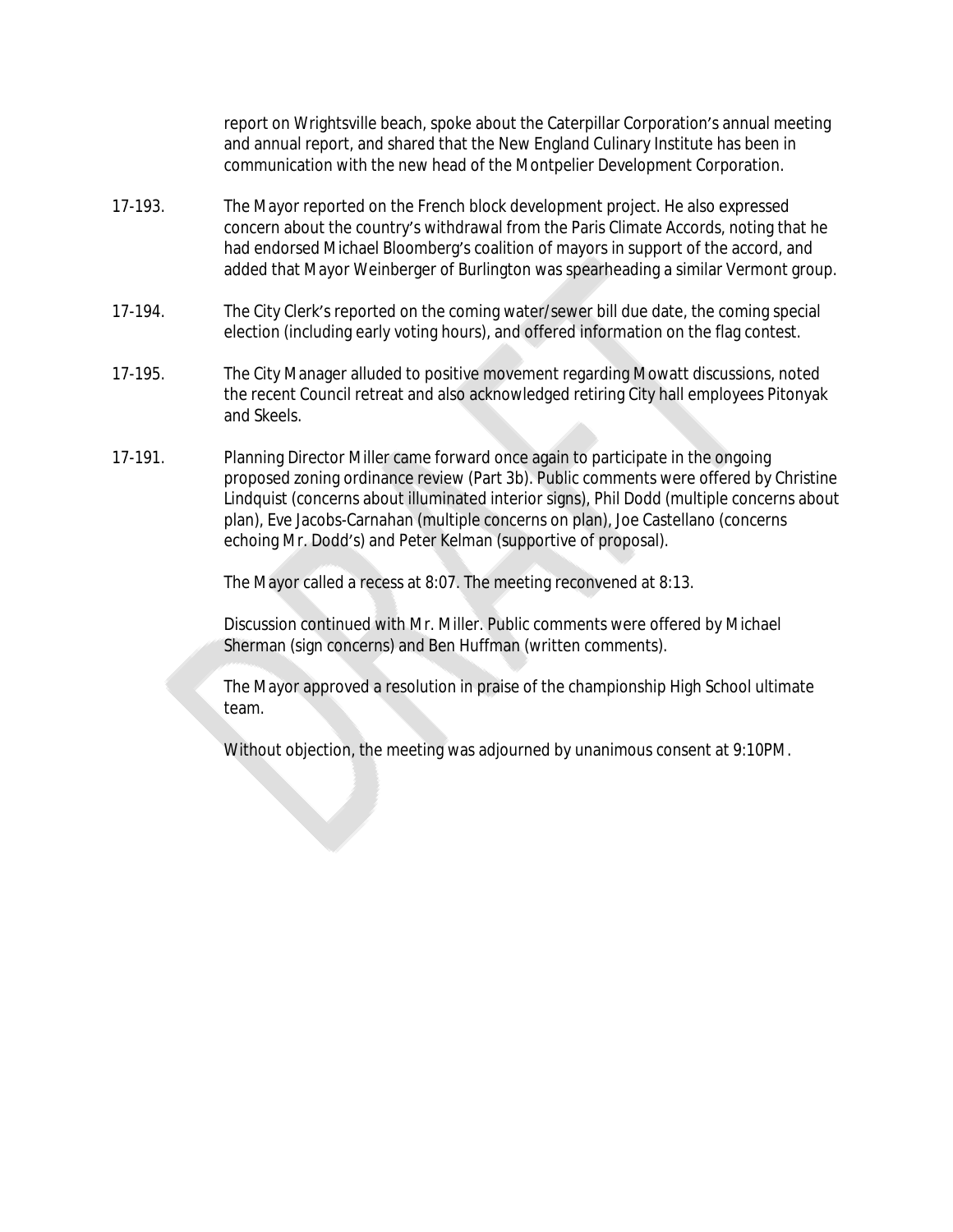report on Wrightsville beach, spoke about the Caterpillar Corporation's annual meeting and annual report, and shared that the New England Culinary Institute has been in communication with the new head of the Montpelier Development Corporation.

17-193. The Mayor reported on the French block development project. He also expressed concern about the country's withdrawal from the Paris Climate Accords, noting that he had endorsed Michael Bloomberg's coalition of mayors in support of the accord, and added that Mayor Weinberger of Burlington was spearheading a similar Vermont group.

17-194. The City Clerk's reported on the coming water/sewer bill due date, the coming special election (including early voting hours), and offered information on the flag contest.

17-195. The City Manager alluded to positive movement regarding Mowatt discussions, noted the recent Council retreat and also acknowledged retiring City hall employees Pitonyak and Skeels.

17-191. Planning Director Miller came forward once again to participate in the ongoing proposed zoning ordinance review (Part 3b). Public comments were offered by Christine Lindquist (concerns about illuminated interior signs), Phil Dodd (multiple concerns about plan), Eve Jacobs-Carnahan (multiple concerns on plan), Joe Castellano (concerns echoing Mr. Dodd's) and Peter Kelman (supportive of proposal).

The Mayor called a recess at 8:07. The meeting reconvened at 8:13.

Discussion continued with Mr. Miller. Public comments were offered by Michael Sherman (sign concerns) and Ben Huffman (written comments).

The Mayor approved a resolution in praise of the championship High School ultimate team.

Without objection, the meeting was adjourned by unanimous consent at 9:10PM.